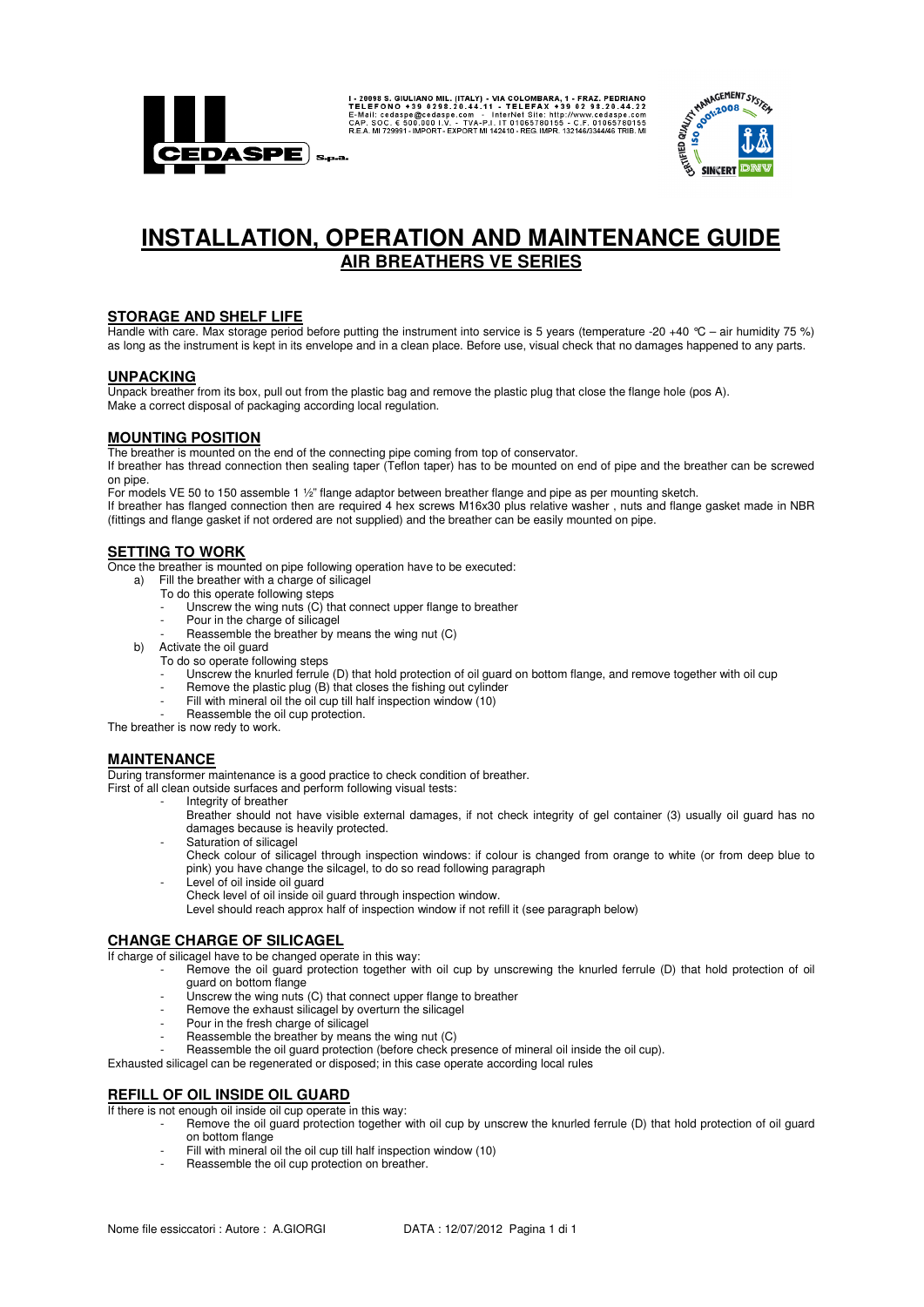I - 20098 S. GIULIANO MIL. (ITALY) - VIA COLOMBARA, 1 - FRAZ. PEDRIANO
TELEFONO +39 0298.20.44.11 - TELEFAX +39 02 98.20.44.22
E-Mail: cedaspe@cedaspe.com - InterNet Site: http://www.cedaspe.com
CAP. SOC. € 500.000 I.V. - TVA-P.I. IT 01065780155 - C.F. 01065780155
R.E.A. MI 729991 - IMPORT- EXPORT MI 142410 - REG.IMPR. 132146/3344/46 TRIB. MI

# INSTALLATION, OPERATION AND MAINTENANCE GUIDE

## AIR BREATHERS VE SERIES

### STORAGE AND SHELF LIFE

Handle with care. Max storage period before putting the instrument into service is 5 years (temperature -20 +40 °C – air humidity 75 %) as long as the instrument is kept in its envelope and in a clean place. Before use, visual check that no damages happened to any parts.

### UNPACKING

Unpack breather from its box, pull out from the plastic bag and remove the plastic plug that close the flange hole (pos A).
Make a correct disposal of packaging according local regulation.

### MOUNTING POSITION

The breather is mounted on the end of the connecting pipe coming from top of conservator.
If breather has thread connection then sealing taper (Teflon taper) has to be mounted on end of pipe and the breather can be screwed on pipe.
For models VE 50 to 150 assemble 1 ½" flange adaptor between breather flange and pipe as per mounting sketch.
If breather has flanged connection then are required 4 hex screws M16x30 plus relative washer , nuts and flange gasket made in NBR (fittings and flange gasket if not ordered are not supplied) and the breather can be easily mounted on pipe.

### SETTING TO WORK

Once the breather is mounted on pipe following operation have to be executed:

a) Fill the breather with a charge of silicagel
   To do this operate following steps
   - Unscrew the wing nuts (C) that connect upper flange to breather
   - Pour in the charge of silicagel
   - Reassemble the breather by means the wing nut (C)
b) Activate the oil guard
   To do so operate following steps
   - Unscrew the knurled ferrule (D) that hold protection of oil guard on bottom flange, and remove together with oil cup
   - Remove the plastic plug (B) that closes the fishing out cylinder
   - Fill with mineral oil the oil cup till half inspection window (10)
   - Reassemble the oil cup protection.

The breather is now redy to work.

### MAINTENANCE

During transformer maintenance is a good practice to check condition of breather.
First of all clean outside surfaces and perform following visual tests:

- Integrity of breather
  Breather should not have visible external damages, if not check integrity of gel container (3) usually oil guard has no damages because is heavily protected.
- Saturation of silicagel
  Check colour of silicagel through inspection windows: if colour is changed from orange to white (or from deep blue to pink) you have change the silcagel, to do so read following paragraph
- Level of oil inside oil guard
  Check level of oil inside oil guard through inspection window.
  Level should reach approx half of inspection window if not refill it (see paragraph below)

### CHANGE CHARGE OF SILICAGEL

If charge of silicagel have to be changed operate in this way:

- Remove the oil guard protection together with oil cup by unscrewing the knurled ferrule (D) that hold protection of oil guard on bottom flange
- Unscrew the wing nuts (C) that connect upper flange to breather
- Remove the exhaust silicagel by overturn the silicagel
- Pour in the fresh charge of silicagel
- Reassemble the breather by means the wing nut (C)
- Reassemble the oil guard protection (before check presence of mineral oil inside the oil cup).

Exhausted silicagel can be regenerated or disposed; in this case operate according local rules

### REFILL OF OIL INSIDE OIL GUARD

If there is not enough oil inside oil cup operate in this way:

- Remove the oil guard protection together with oil cup by unscrew the knurled ferrule (D) that hold protection of oil guard on bottom flange
- Fill with mineral oil the oil cup till half inspection window (10)
- Reassemble the oil cup protection on breather.

Nome file essiccatori : Autore : A.GIORGI DATA : 12/07/2012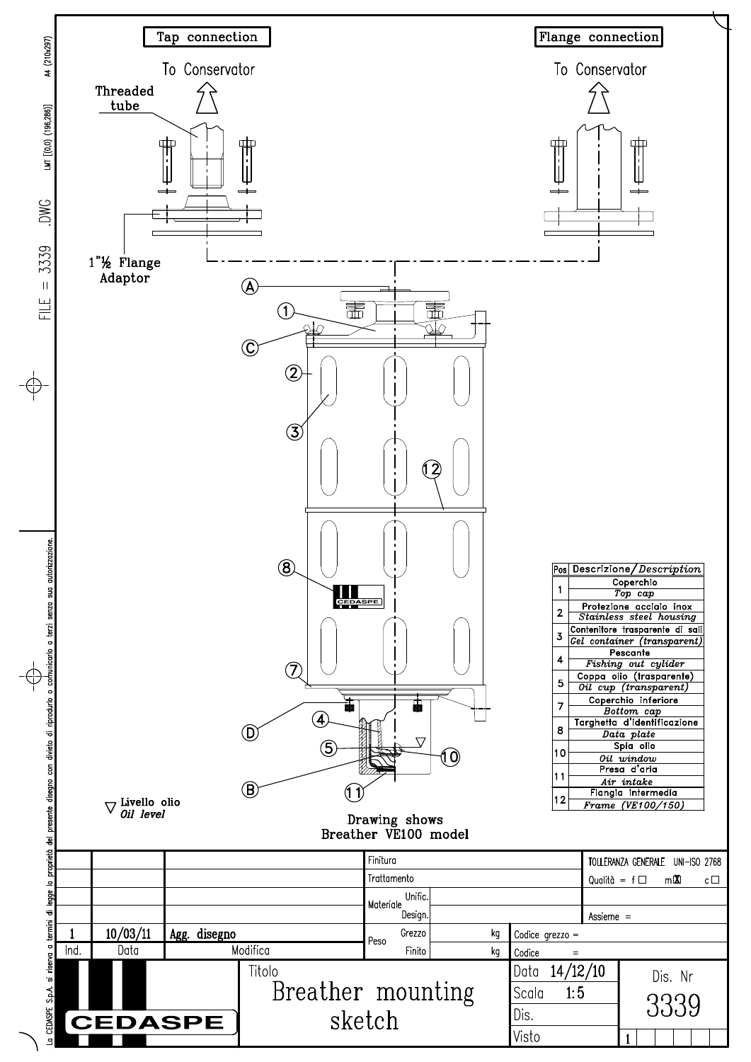Tap connection

To Conservator

Threaded tube

1"½ Flange Adaptor

Flange connection

To Conservator

A

1

C

2

3

12

8

7

D

4

5

10

B

11

▽ Livello olio
*Oil level*

Drawing shows
Breather VE100 model

| Pos | Descrizione/*Description* |
|---|---|
| 1 | Coperchio<br>*Top cap* |
| 2 | Protezione acciaio inox<br>*Stainless steel housing* |
| 3 | Contenitore trasparente di sali<br>*Gel container (transparent)* |
| 4 | Pescante<br>*Fishing out cylider* |
| 5 | Coppa olio (trasparente)<br>*Oil cup (transparent)* |
| 7 | Coperchio inferiore<br>*Bottom cap* |
| 8 | Targhetta d'identificazione<br>*Data plate* |
| 10 | Spia olio<br>*Oil window* |
| 11 | Presa d'aria<br>*Air intake* |
| 12 | Flangia intermedia<br>*Frame (VE100/150)* |

FILE = 3339 .DWG LMT [(0,0) (196,286)] A4 (210x297)

La CEDASPE S.p.A. si riserva a termini di legge la proprietà del presente disegno con divieto di riprodurlo o comunicarlo a terzi senza sua autorizzazione.

| Ind. | Data | Modifica |
|---|---|---|
| 1 | 10/03/11 | Agg. disegno |

Finitura

Trattamento

Materiale Unific. / Design.

Peso Grezzo kg / Finito kg

Codice grezzo =

Codice =

TOLLERANZA GENERALE UNI-ISO 2768

Qualità = f ☐ m ☒ c ☐

Assieme =

CEDASPE

Titolo: Breather mounting sketch

Data 14/12/10

Scala 1:5

Dis.

Visto

Dis. Nr 3339

1